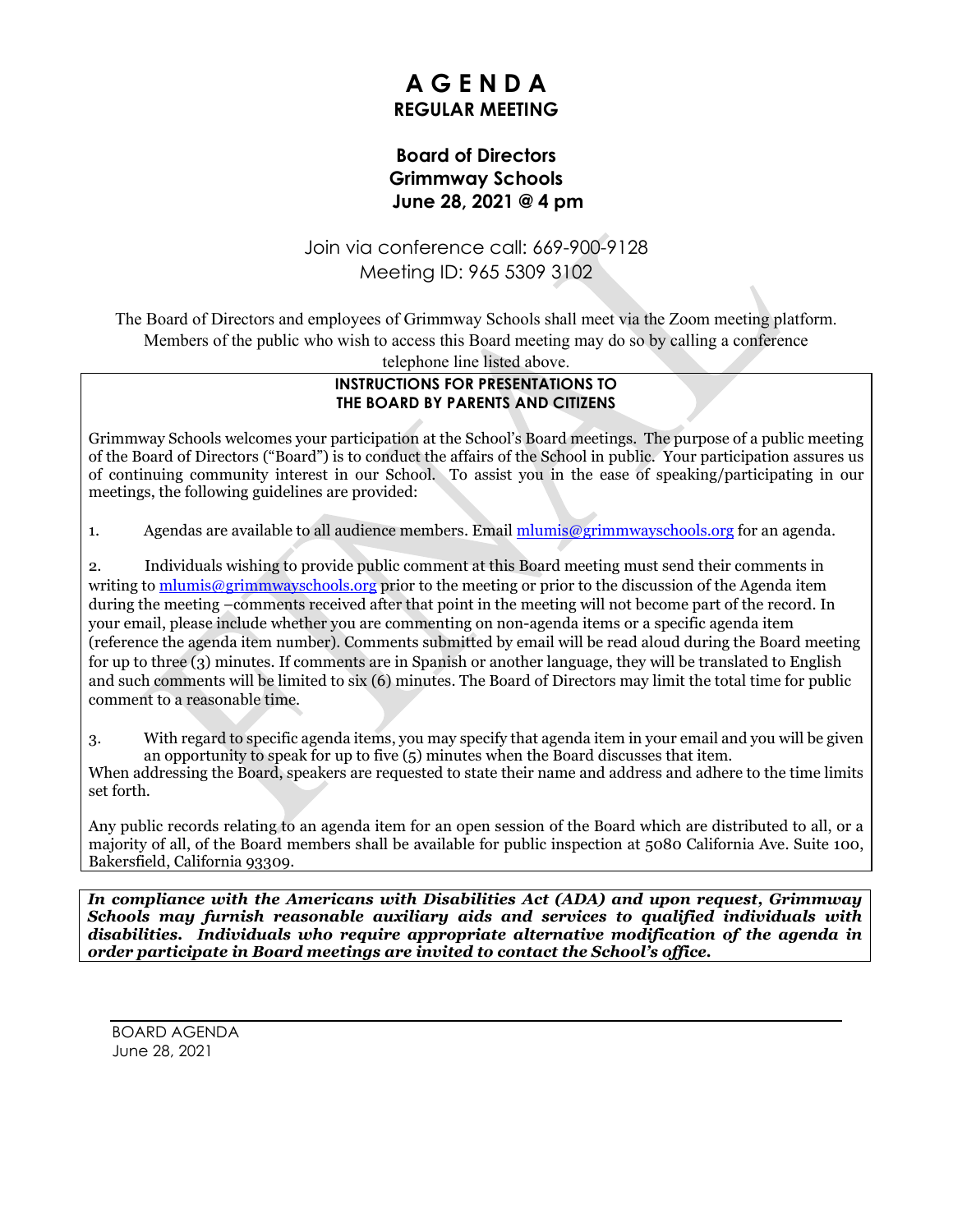# A G E N D A
## REGULAR MEETING

### Board of Directors
### Grimmway Schools
### June 28, 2021 @ 4 pm

Join via conference call: 669-900-9128
Meeting ID: 965 5309 3102

The Board of Directors and employees of Grimmway Schools shall meet via the Zoom meeting platform. Members of the public who wish to access this Board meeting may do so by calling a conference telephone line listed above.

**INSTRUCTIONS FOR PRESENTATIONS TO THE BOARD BY PARENTS AND CITIZENS**

Grimmway Schools welcomes your participation at the School's Board meetings. The purpose of a public meeting of the Board of Directors ("Board") is to conduct the affairs of the School in public. Your participation assures us of continuing community interest in our School. To assist you in the ease of speaking/participating in our meetings, the following guidelines are provided:

1. Agendas are available to all audience members. Email mlumis@grimmwayschools.org for an agenda.

2. Individuals wishing to provide public comment at this Board meeting must send their comments in writing to mlumis@grimmwayschools.org prior to the meeting or prior to the discussion of the Agenda item during the meeting –comments received after that point in the meeting will not become part of the record. In your email, please include whether you are commenting on non-agenda items or a specific agenda item (reference the agenda item number). Comments submitted by email will be read aloud during the Board meeting for up to three (3) minutes. If comments are in Spanish or another language, they will be translated to English and such comments will be limited to six (6) minutes. The Board of Directors may limit the total time for public comment to a reasonable time.

3. With regard to specific agenda items, you may specify that agenda item in your email and you will be given an opportunity to speak for up to five (5) minutes when the Board discusses that item.

When addressing the Board, speakers are requested to state their name and address and adhere to the time limits set forth.

Any public records relating to an agenda item for an open session of the Board which are distributed to all, or a majority of all, of the Board members shall be available for public inspection at 5080 California Ave. Suite 100, Bakersfield, California 93309.

***In compliance with the Americans with Disabilities Act (ADA) and upon request, Grimmway Schools may furnish reasonable auxiliary aids and services to qualified individuals with disabilities. Individuals who require appropriate alternative modification of the agenda in order participate in Board meetings are invited to contact the School's office.***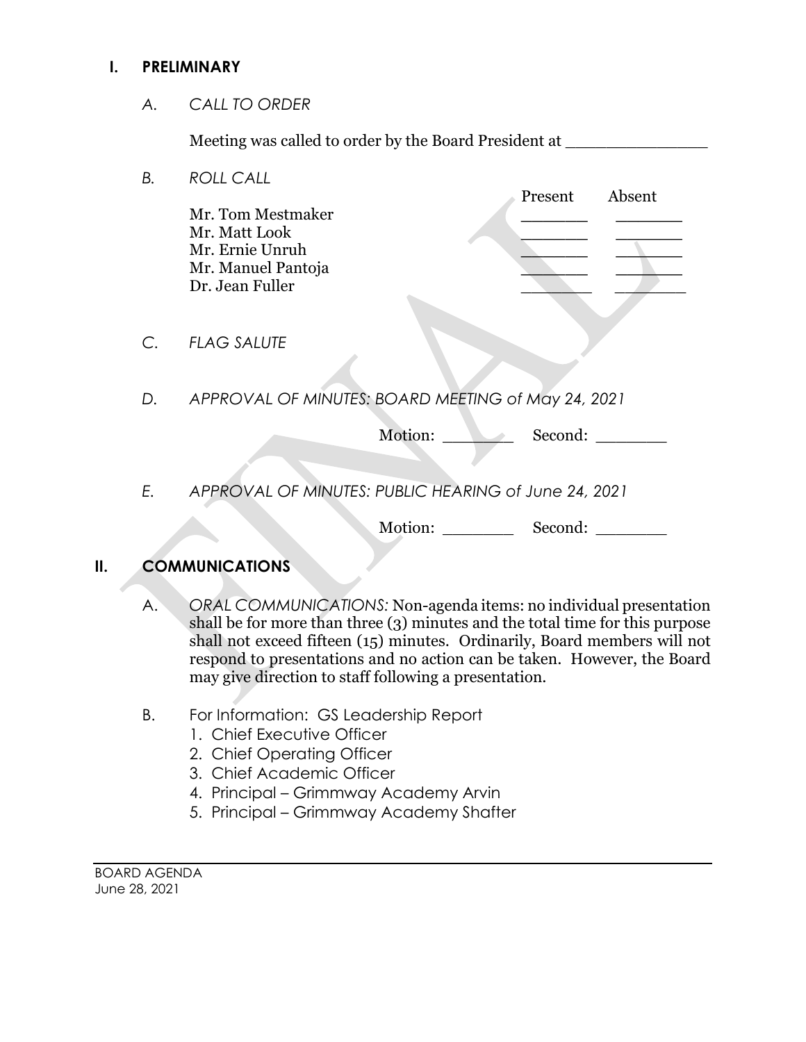## I. PRELIMINARY

*A. CALL TO ORDER*

Meeting was called to order by the Board President at _______________

*B. ROLL CALL*

| | Present | Absent |
|---|---|---|
| Mr. Tom Mestmaker | _______ | _______ |
| Mr. Matt Look | _______ | _______ |
| Mr. Ernie Unruh | _______ | _______ |
| Mr. Manuel Pantoja | _______ | _______ |
| Dr. Jean Fuller | _______ | _______ |

*C. FLAG SALUTE*

*D. APPROVAL OF MINUTES: BOARD MEETING of May 24, 2021*

Motion: _______ Second: _______

*E. APPROVAL OF MINUTES: PUBLIC HEARING of June 24, 2021*

Motion: _______ Second: _______

## II. COMMUNICATIONS

A. *ORAL COMMUNICATIONS:* Non-agenda items: no individual presentation shall be for more than three (3) minutes and the total time for this purpose shall not exceed fifteen (15) minutes. Ordinarily, Board members will not respond to presentations and no action can be taken. However, the Board may give direction to staff following a presentation.

B. For Information: GS Leadership Report
   1. Chief Executive Officer
   2. Chief Operating Officer
   3. Chief Academic Officer
   4. Principal – Grimmway Academy Arvin
   5. Principal – Grimmway Academy Shafter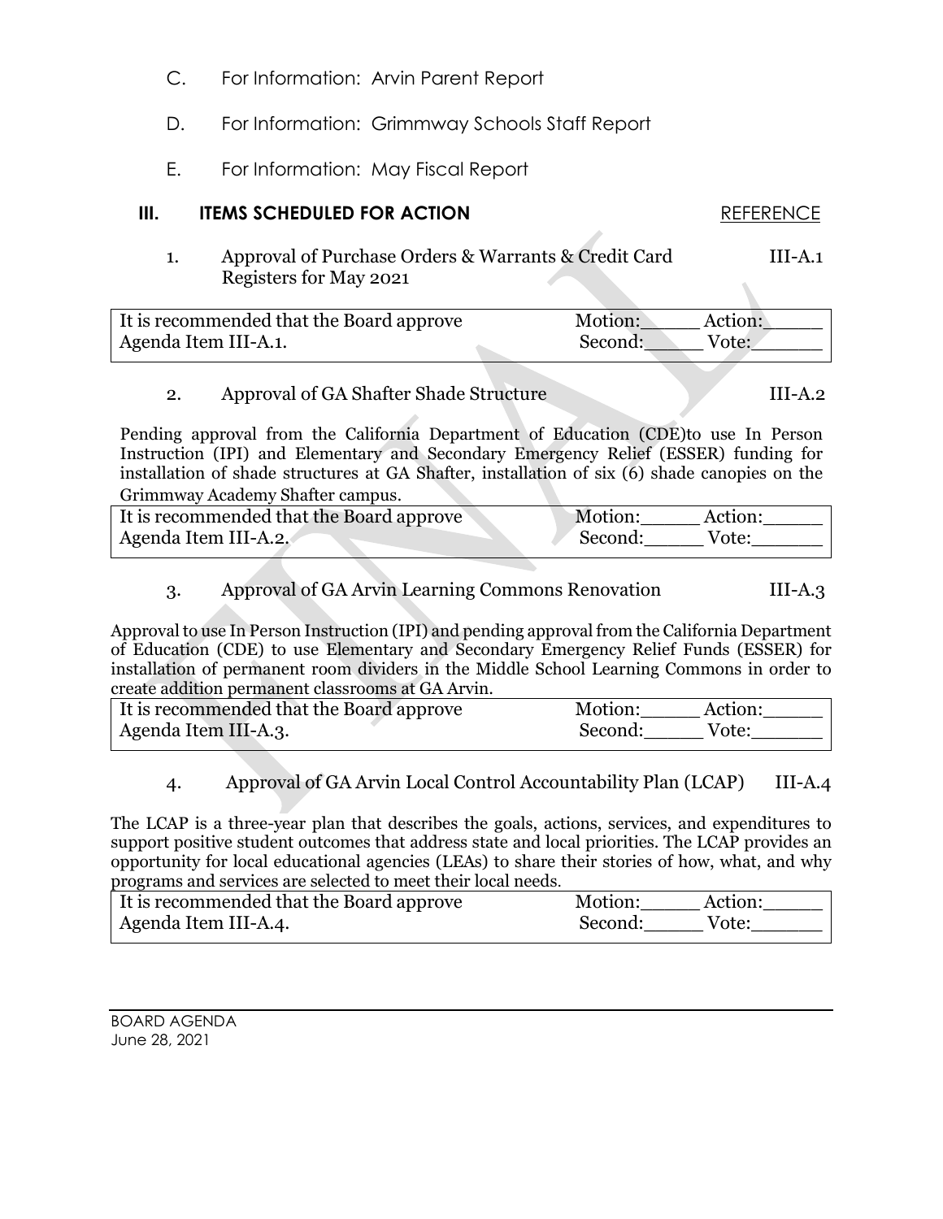C. For Information: Arvin Parent Report

D. For Information: Grimmway Schools Staff Report

E. For Information: May Fiscal Report

## III. ITEMS SCHEDULED FOR ACTION — REFERENCE

1. Approval of Purchase Orders & Warrants & Credit Card Registers for May 2021 — III-A.1

| It is recommended that the Board approve Agenda Item III-A.1. | Motion:_____ Action:_____ Second:_____ Vote:______ |
|---|---|

2. Approval of GA Shafter Shade Structure — III-A.2

Pending approval from the California Department of Education (CDE)to use In Person Instruction (IPI) and Elementary and Secondary Emergency Relief (ESSER) funding for installation of shade structures at GA Shafter, installation of six (6) shade canopies on the Grimmway Academy Shafter campus.

| It is recommended that the Board approve Agenda Item III-A.2. | Motion:_____ Action:_____ Second:_____ Vote:______ |
|---|---|

3. Approval of GA Arvin Learning Commons Renovation — III-A.3

Approval to use In Person Instruction (IPI) and pending approval from the California Department of Education (CDE) to use Elementary and Secondary Emergency Relief Funds (ESSER) for installation of permanent room dividers in the Middle School Learning Commons in order to create addition permanent classrooms at GA Arvin.

| It is recommended that the Board approve Agenda Item III-A.3. | Motion:_____ Action:_____ Second:_____ Vote:______ |
|---|---|

4. Approval of GA Arvin Local Control Accountability Plan (LCAP) — III-A.4

The LCAP is a three-year plan that describes the goals, actions, services, and expenditures to support positive student outcomes that address state and local priorities. The LCAP provides an opportunity for local educational agencies (LEAs) to share their stories of how, what, and why programs and services are selected to meet their local needs.

| It is recommended that the Board approve Agenda Item III-A.4. | Motion:_____ Action:_____ Second:_____ Vote:______ |
|---|---|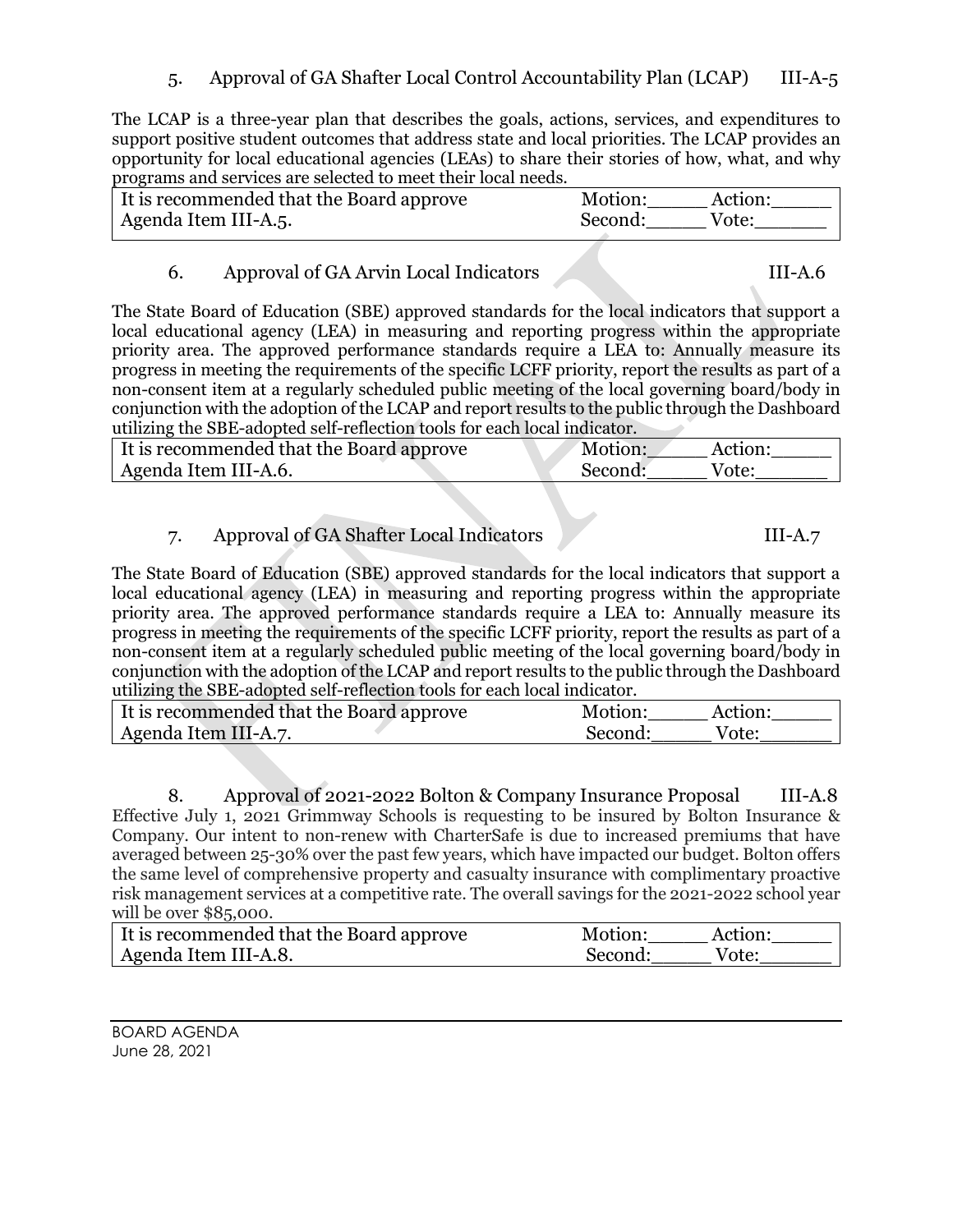5. Approval of GA Shafter Local Control Accountability Plan (LCAP) III-A-5

The LCAP is a three-year plan that describes the goals, actions, services, and expenditures to support positive student outcomes that address state and local priorities. The LCAP provides an opportunity for local educational agencies (LEAs) to share their stories of how, what, and why programs and services are selected to meet their local needs.

| It is recommended that the Board approve Agenda Item III-A.5. | Motion:_____ Action:_____ Second:_____ Vote:______ |
|---|---|

6. Approval of GA Arvin Local Indicators III-A.6

The State Board of Education (SBE) approved standards for the local indicators that support a local educational agency (LEA) in measuring and reporting progress within the appropriate priority area. The approved performance standards require a LEA to: Annually measure its progress in meeting the requirements of the specific LCFF priority, report the results as part of a non-consent item at a regularly scheduled public meeting of the local governing board/body in conjunction with the adoption of the LCAP and report results to the public through the Dashboard utilizing the SBE-adopted self-reflection tools for each local indicator.

| It is recommended that the Board approve Agenda Item III-A.6. | Motion:_____ Action:_____ Second:_____ Vote:______ |
|---|---|

7. Approval of GA Shafter Local Indicators III-A.7

The State Board of Education (SBE) approved standards for the local indicators that support a local educational agency (LEA) in measuring and reporting progress within the appropriate priority area. The approved performance standards require a LEA to: Annually measure its progress in meeting the requirements of the specific LCFF priority, report the results as part of a non-consent item at a regularly scheduled public meeting of the local governing board/body in conjunction with the adoption of the LCAP and report results to the public through the Dashboard utilizing the SBE-adopted self-reflection tools for each local indicator.

| It is recommended that the Board approve Agenda Item III-A.7. | Motion:_____ Action:_____ Second:_____ Vote:______ |
|---|---|

8. Approval of 2021-2022 Bolton & Company Insurance Proposal III-A.8

Effective July 1, 2021 Grimmway Schools is requesting to be insured by Bolton Insurance & Company. Our intent to non-renew with CharterSafe is due to increased premiums that have averaged between 25-30% over the past few years, which have impacted our budget. Bolton offers the same level of comprehensive property and casualty insurance with complimentary proactive risk management services at a competitive rate. The overall savings for the 2021-2022 school year will be over $85,000.

| It is recommended that the Board approve Agenda Item III-A.8. | Motion:_____ Action:_____ Second:_____ Vote:______ |
|---|---|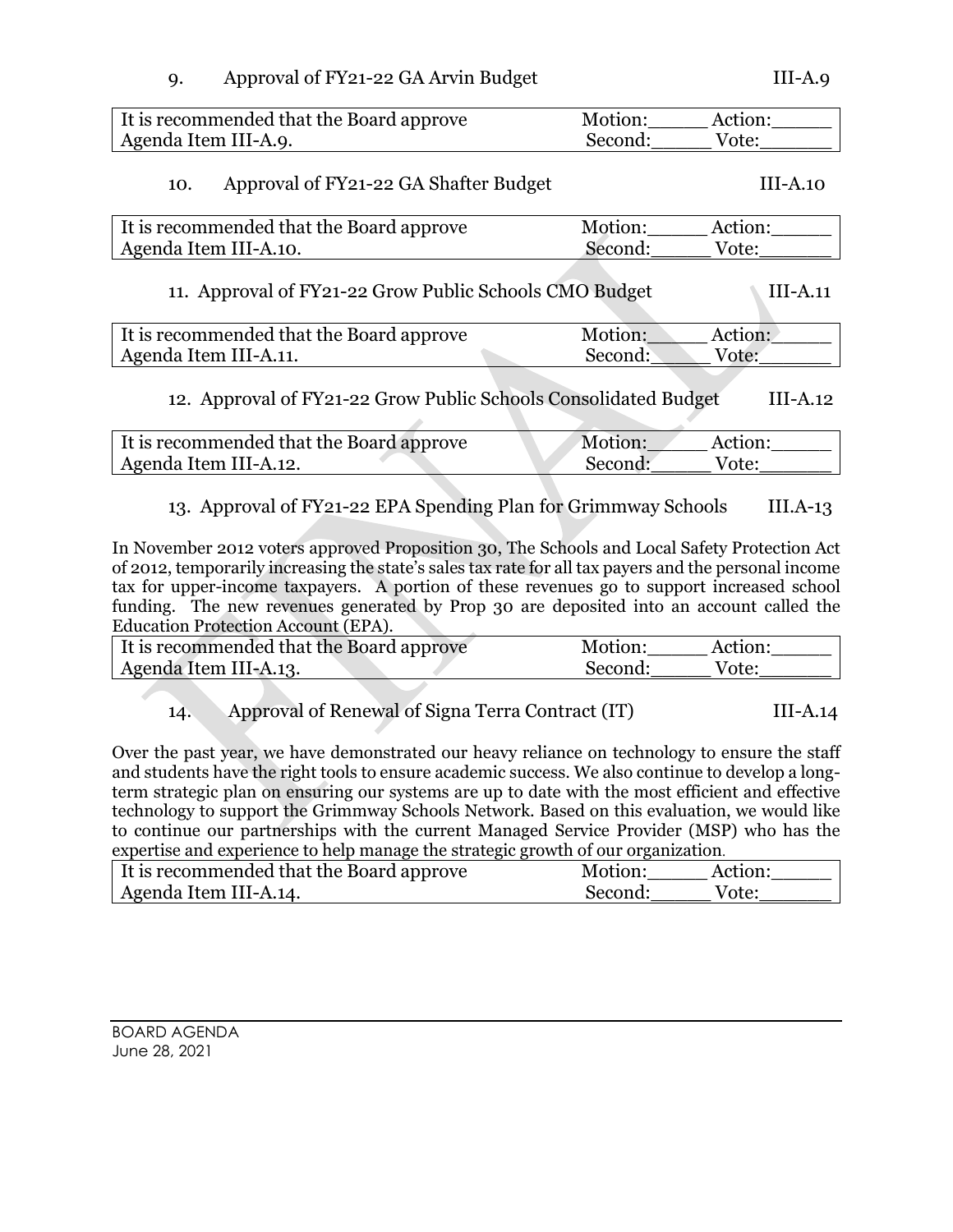9. Approval of FY21-22 GA Arvin Budget III-A.9

| It is recommended that the Board approve Agenda Item III-A.9. | Motion:_____ Action:_____ Second:_____ Vote:______ |
|---|---|

10. Approval of FY21-22 GA Shafter Budget III-A.10

| It is recommended that the Board approve Agenda Item III-A.10. | Motion:_____ Action:_____ Second:_____ Vote:______ |
|---|---|

11. Approval of FY21-22 Grow Public Schools CMO Budget III-A.11

| It is recommended that the Board approve Agenda Item III-A.11. | Motion:_____ Action:_____ Second:_____ Vote:______ |
|---|---|

12. Approval of FY21-22 Grow Public Schools Consolidated Budget III-A.12

| It is recommended that the Board approve Agenda Item III-A.12. | Motion:_____ Action:_____ Second:_____ Vote:______ |
|---|---|

13. Approval of FY21-22 EPA Spending Plan for Grimmway Schools III.A-13

In November 2012 voters approved Proposition 30, The Schools and Local Safety Protection Act of 2012, temporarily increasing the state's sales tax rate for all tax payers and the personal income tax for upper-income taxpayers. A portion of these revenues go to support increased school funding. The new revenues generated by Prop 30 are deposited into an account called the Education Protection Account (EPA).

| It is recommended that the Board approve Agenda Item III-A.13. | Motion:_____ Action:_____ Second:_____ Vote:______ |
|---|---|

14. Approval of Renewal of Signa Terra Contract (IT) III-A.14

Over the past year, we have demonstrated our heavy reliance on technology to ensure the staff and students have the right tools to ensure academic success. We also continue to develop a long-term strategic plan on ensuring our systems are up to date with the most efficient and effective technology to support the Grimmway Schools Network. Based on this evaluation, we would like to continue our partnerships with the current Managed Service Provider (MSP) who has the expertise and experience to help manage the strategic growth of our organization.

| It is recommended that the Board approve Agenda Item III-A.14. | Motion:_____ Action:_____ Second:_____ Vote:______ |
|---|---|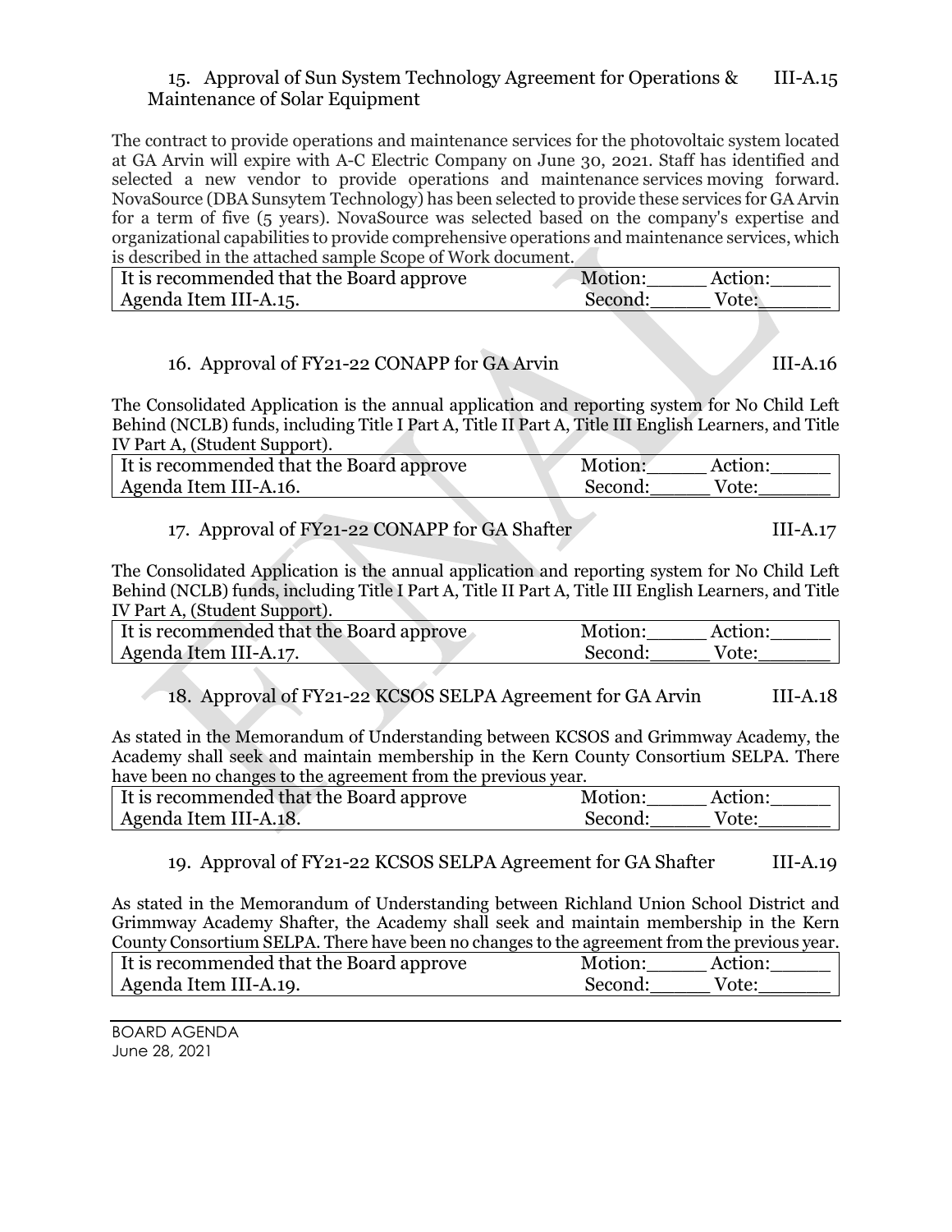15. Approval of Sun System Technology Agreement for Operations & Maintenance of Solar Equipment III-A.15

The contract to provide operations and maintenance services for the photovoltaic system located at GA Arvin will expire with A-C Electric Company on June 30, 2021. Staff has identified and selected a new vendor to provide operations and maintenance services moving forward. NovaSource (DBA Sunsytem Technology) has been selected to provide these services for GA Arvin for a term of five (5 years). NovaSource was selected based on the company's expertise and organizational capabilities to provide comprehensive operations and maintenance services, which is described in the attached sample Scope of Work document.

| It is recommended that the Board approve | Motion:_____ Action:_____ |
|---|---|
| Agenda Item III-A.15. | Second:_____ Vote:______ |

16. Approval of FY21-22 CONAPP for GA Arvin III-A.16

The Consolidated Application is the annual application and reporting system for No Child Left Behind (NCLB) funds, including Title I Part A, Title II Part A, Title III English Learners, and Title IV Part A, (Student Support).

| It is recommended that the Board approve | Motion:_____ Action:_____ |
|---|---|
| Agenda Item III-A.16. | Second:_____ Vote:______ |

17. Approval of FY21-22 CONAPP for GA Shafter III-A.17

The Consolidated Application is the annual application and reporting system for No Child Left Behind (NCLB) funds, including Title I Part A, Title II Part A, Title III English Learners, and Title IV Part A, (Student Support).

| It is recommended that the Board approve | Motion:_____ Action:_____ |
|---|---|
| Agenda Item III-A.17. | Second:_____ Vote:______ |

18. Approval of FY21-22 KCSOS SELPA Agreement for GA Arvin III-A.18

As stated in the Memorandum of Understanding between KCSOS and Grimmway Academy, the Academy shall seek and maintain membership in the Kern County Consortium SELPA. There have been no changes to the agreement from the previous year.

| It is recommended that the Board approve | Motion:_____ Action:_____ |
|---|---|
| Agenda Item III-A.18. | Second:_____ Vote:______ |

19. Approval of FY21-22 KCSOS SELPA Agreement for GA Shafter III-A.19

As stated in the Memorandum of Understanding between Richland Union School District and Grimmway Academy Shafter, the Academy shall seek and maintain membership in the Kern County Consortium SELPA. There have been no changes to the agreement from the previous year.

| It is recommended that the Board approve | Motion:_____ Action:_____ |
|---|---|
| Agenda Item III-A.19. | Second:_____ Vote:______ |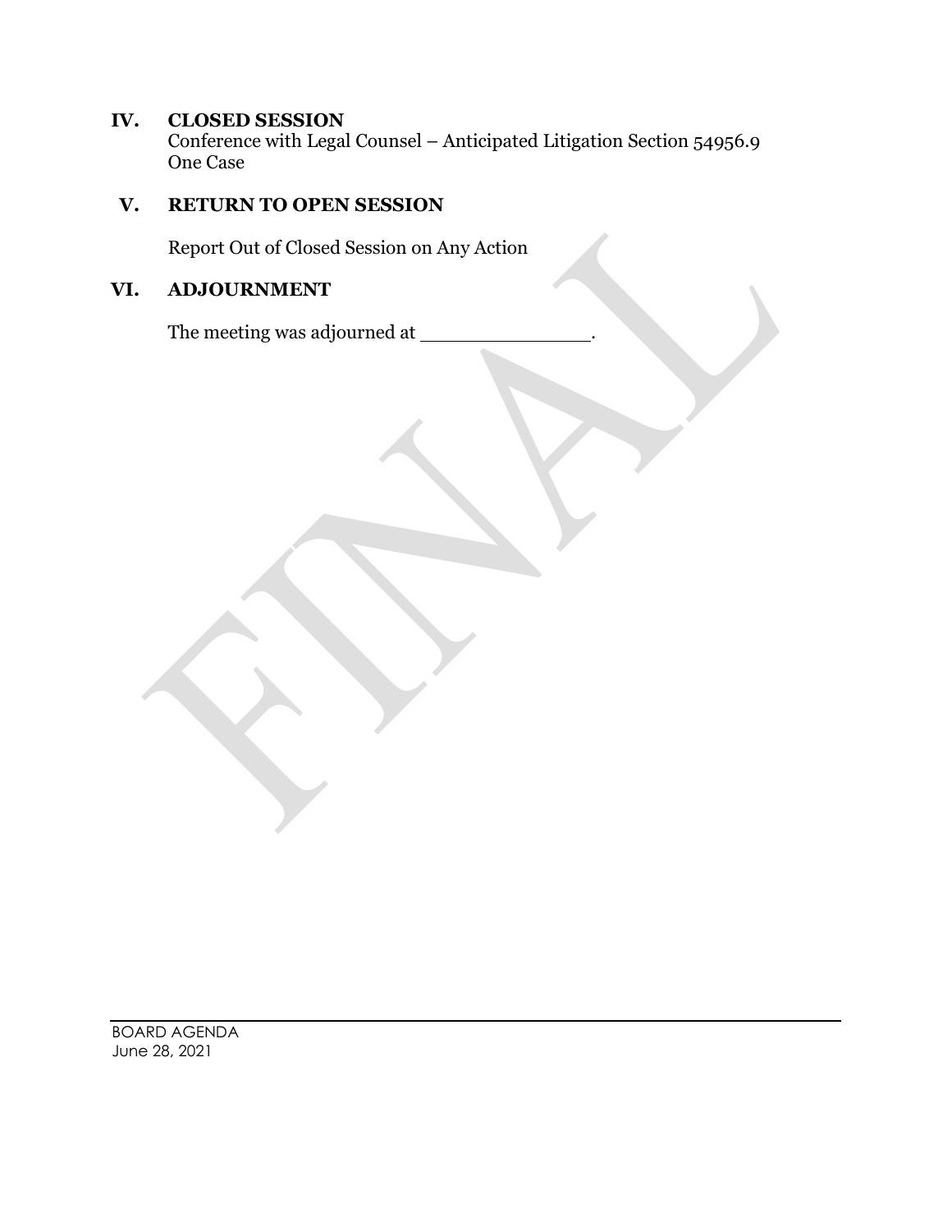## IV. CLOSED SESSION

Conference with Legal Counsel – Anticipated Litigation Section 54956.9
One Case

## V. RETURN TO OPEN SESSION

Report Out of Closed Session on Any Action

## VI. ADJOURNMENT

The meeting was adjourned at _______________.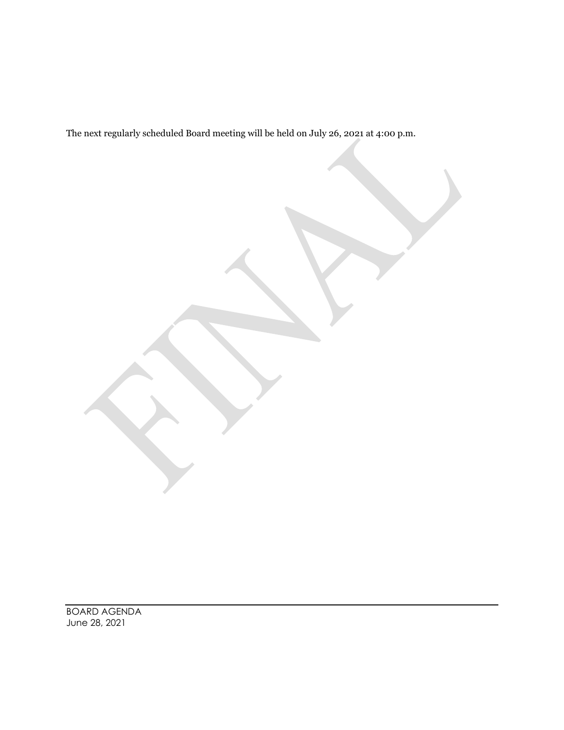The next regularly scheduled Board meeting will be held on July 26, 2021 at 4:00 p.m.